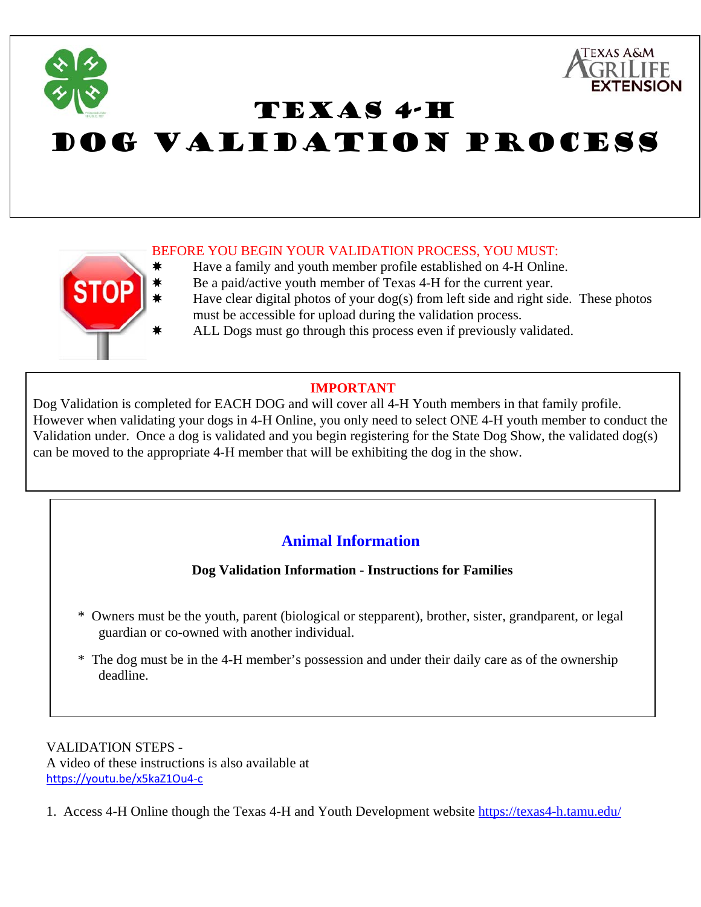# TEXAS 4-H

# DOG VALIDATION PROCESS

BEFORE YOU BEGIN YOUR VALIDATION PROCESS, YOU MUST:

- Have a family and youth member profile established on 4-H Online.
- Be a paid/active youth member of Texas 4-H for the current year.
- Have clear digital photos of your dog(s) from left side and right side. These photos must be accessible for upload during the validation process.
- ALL Dogs must go through this process even if previously validated.

**IMPORTANT**

Dog Validation is completed for EACH DOG and will cover all 4-H Youth members in that family profile. However when validating your dogs in 4-H Online, you only need to select ONE 4-H youth member to conduct the Validation under. Once a dog is validated and you begin registering for the State Dog Show, the validated dog(s) can be moved to the appropriate 4-H member that will be exhibiting the dog in the show.

## Animal Information

**Dog Validation Information - Instructions for Families**

* Owners must be the youth, parent (biological or stepparent), brother, sister, grandparent, or legal guardian or co-owned with another individual.
* The dog must be in the 4-H member's possession and under their daily care as of the ownership deadline.

VALIDATION STEPS -
A video of these instructions is also available at
https://youtu.be/x5kaZ1Ou4-c

1. Access 4-H Online though the Texas 4-H and Youth Development website https://texas4-h.tamu.edu/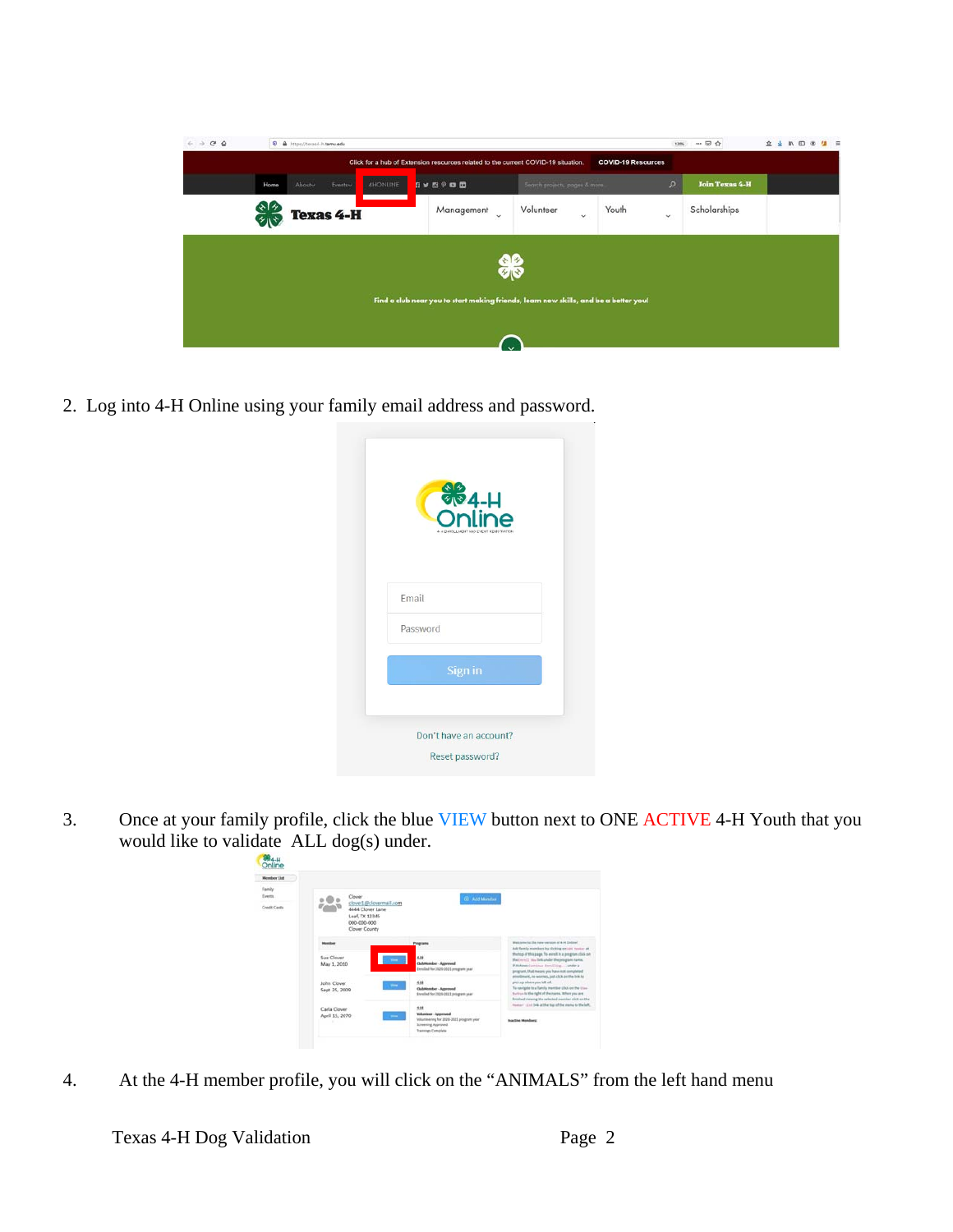2. Log into 4-H Online using your family email address and password.

3. Once at your family profile, click the blue VIEW button next to ONE ACTIVE 4-H Youth that you would like to validate ALL dog(s) under.

4. At the 4-H member profile, you will click on the "ANIMALS" from the left hand menu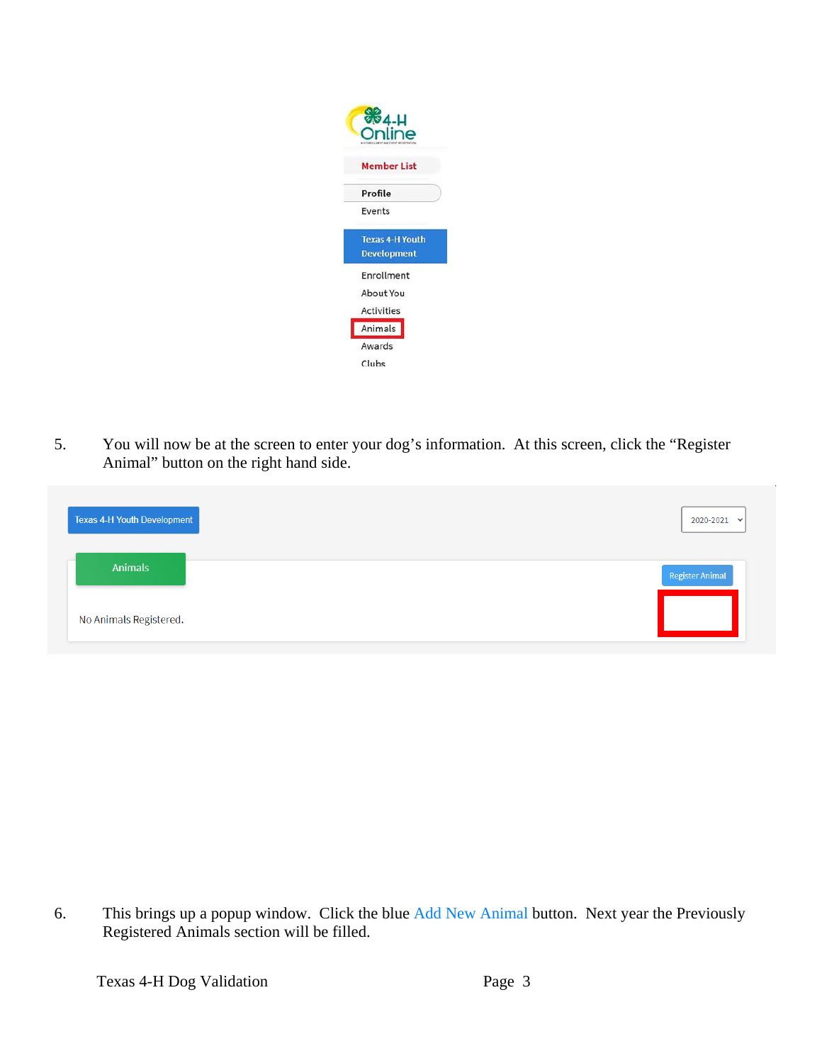5. You will now be at the screen to enter your dog's information. At this screen, click the "Register Animal" button on the right hand side.

6. This brings up a popup window. Click the blue Add New Animal button. Next year the Previously Registered Animals section will be filled.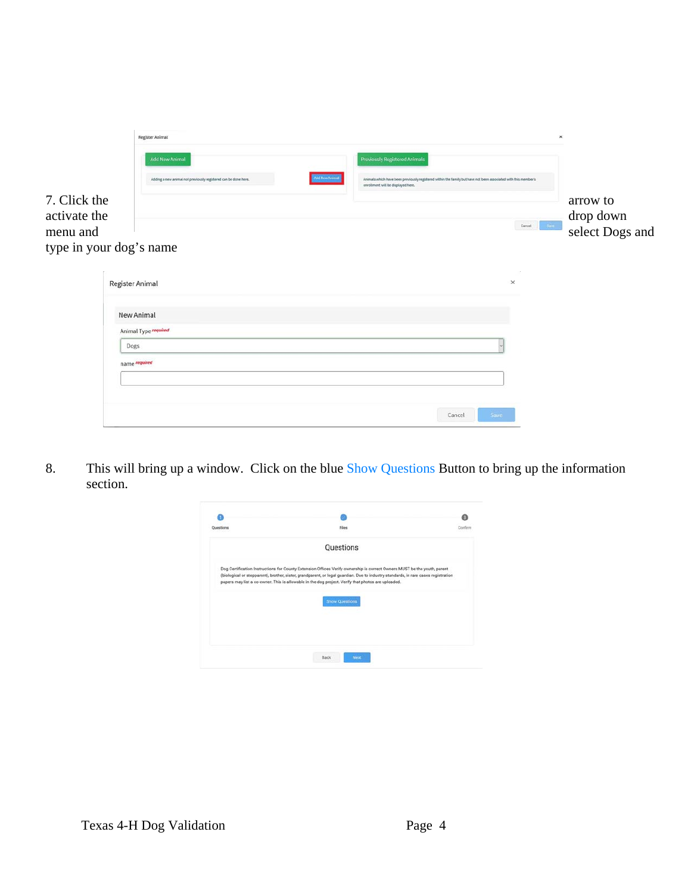7. Click the arrow to activate the drop down menu and select Dogs and type in your dog's name

Register Animal

Add New Animal

Adding a new animal not previously registered can be done here.

Add New Animal

Previously Registered Animals

Animals which have been previously registered within the family but have not been associated with this member's enrollment will be displayed here.

Cancel Save

Register Animal

New Animal

Animal Type *required*

Dogs

name *required*

Cancel Save

8. This will bring up a window. Click on the blue Show Questions Button to bring up the information section.

Questions Files Confirm

Questions

Dog Certification Instructions for County Extension Offices Verify ownership is correct Owners MUST be the youth, parent (biological or stepparent), brother, sister, grandparent, or legal guardian. Due to industry standards, in rare cases registration papers may list a co-owner. This is allowable in the dog project. Verify that photos are uploaded.

Show Questions

Back Next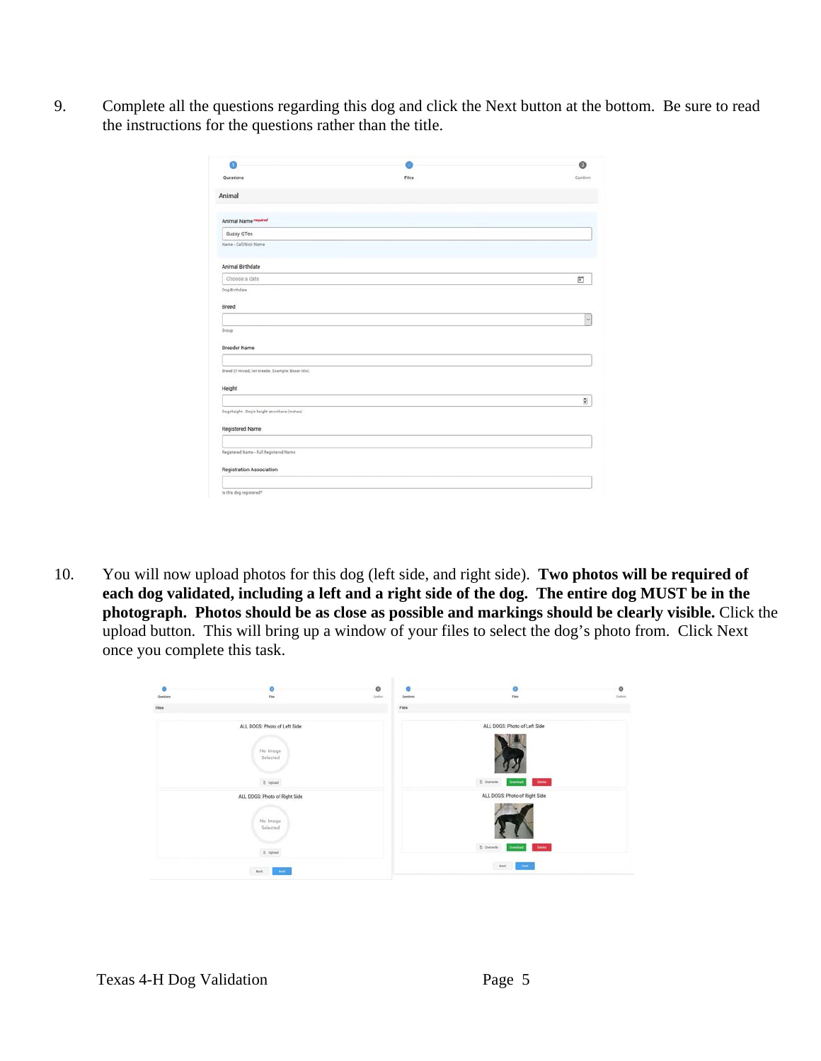9. Complete all the questions regarding this dog and click the Next button at the bottom. Be sure to read the instructions for the questions rather than the title.

10. You will now upload photos for this dog (left side, and right side). **Two photos will be required of each dog validated, including a left and a right side of the dog. The entire dog MUST be in the photograph. Photos should be as close as possible and markings should be clearly visible.** Click the upload button. This will bring up a window of your files to select the dog's photo from. Click Next once you complete this task.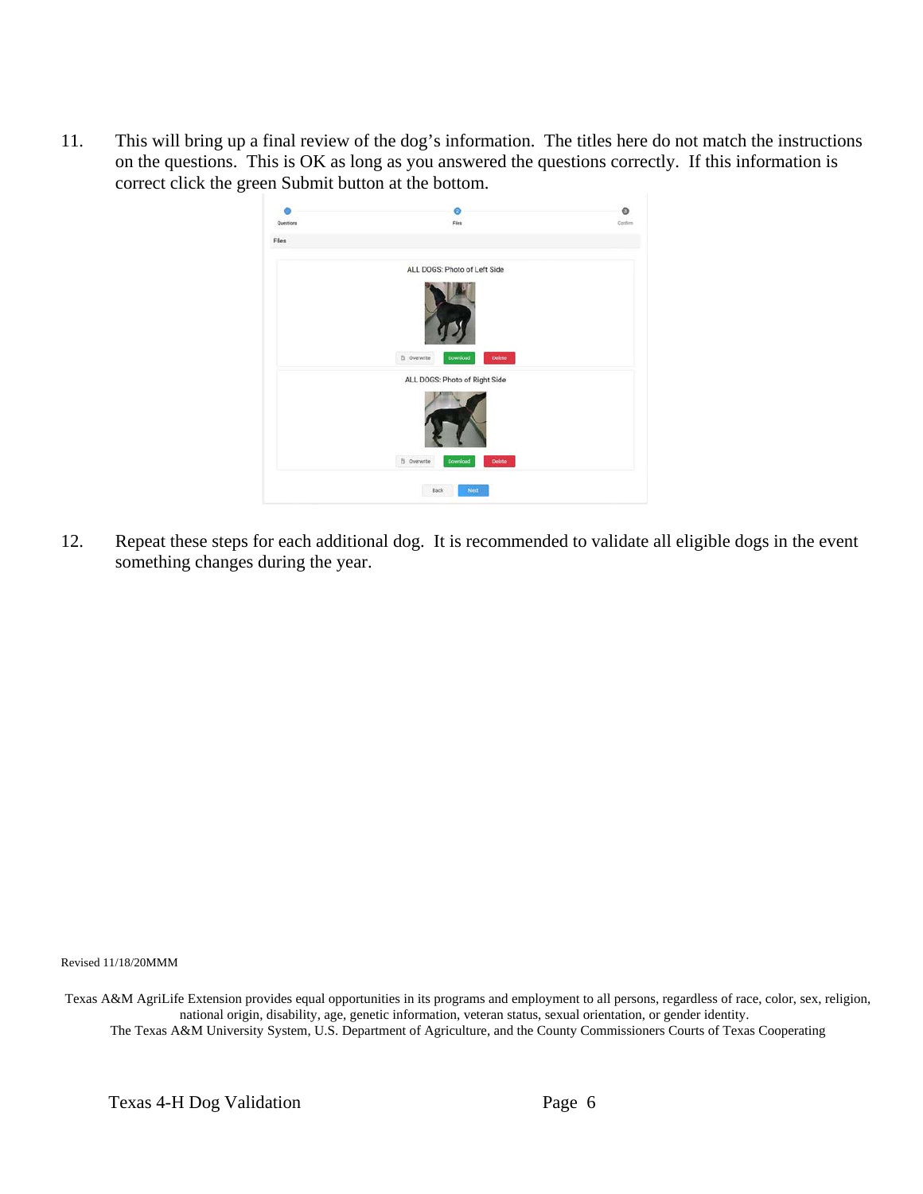11. This will bring up a final review of the dog's information. The titles here do not match the instructions on the questions. This is OK as long as you answered the questions correctly. If this information is correct click the green Submit button at the bottom.

12. Repeat these steps for each additional dog. It is recommended to validate all eligible dogs in the event something changes during the year.

Revised 11/18/20MMM

Texas A&M AgriLife Extension provides equal opportunities in its programs and employment to all persons, regardless of race, color, sex, religion, national origin, disability, age, genetic information, veteran status, sexual orientation, or gender identity.
The Texas A&M University System, U.S. Department of Agriculture, and the County Commissioners Courts of Texas Cooperating